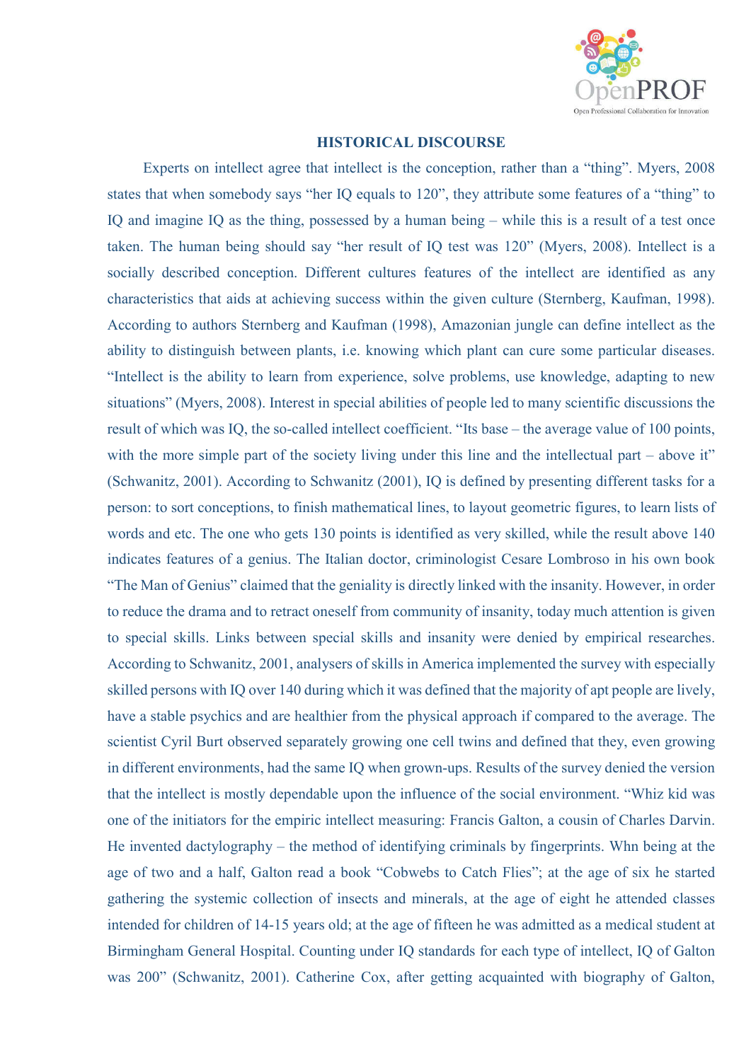## HISTORICAL DISCOURSE

Experts on intellect agree that intellect is the conception, rather than a "thing". Myers, 2008 states that when somebody says "her IQ equals to 120", they attribute some features of a "thing" to IQ and imagine IQ as the thing, possessed by a human being – while this is a result of a test once taken. The human being should say "her result of IQ test was 120" (Myers, 2008). Intellect is a socially described conception. Different cultures features of the intellect are identified as any characteristics that aids at achieving success within the given culture (Sternberg, Kaufman, 1998). According to authors Sternberg and Kaufman (1998), Amazonian jungle can define intellect as the ability to distinguish between plants, i.e. knowing which plant can cure some particular diseases. "Intellect is the ability to learn from experience, solve problems, use knowledge, adapting to new situations" (Myers, 2008). Interest in special abilities of people led to many scientific discussions the result of which was IQ, the so-called intellect coefficient. "Its base – the average value of 100 points, with the more simple part of the society living under this line and the intellectual part – above it" (Schwanitz, 2001). According to Schwanitz (2001), IQ is defined by presenting different tasks for a person: to sort conceptions, to finish mathematical lines, to layout geometric figures, to learn lists of words and etc. The one who gets 130 points is identified as very skilled, while the result above 140 indicates features of a genius. The Italian doctor, criminologist Cesare Lombroso in his own book "The Man of Genius" claimed that the geniality is directly linked with the insanity. However, in order to reduce the drama and to retract oneself from community of insanity, today much attention is given to special skills. Links between special skills and insanity were denied by empirical researches. According to Schwanitz, 2001, analysers of skills in America implemented the survey with especially skilled persons with IQ over 140 during which it was defined that the majority of apt people are lively, have a stable psychics and are healthier from the physical approach if compared to the average. The scientist Cyril Burt observed separately growing one cell twins and defined that they, even growing in different environments, had the same IQ when grown-ups. Results of the survey denied the version that the intellect is mostly dependable upon the influence of the social environment. "Whiz kid was one of the initiators for the empiric intellect measuring: Francis Galton, a cousin of Charles Darvin. He invented dactylography – the method of identifying criminals by fingerprints. Whn being at the age of two and a half, Galton read a book "Cobwebs to Catch Flies"; at the age of six he started gathering the systemic collection of insects and minerals, at the age of eight he attended classes intended for children of 14-15 years old; at the age of fifteen he was admitted as a medical student at Birmingham General Hospital. Counting under IQ standards for each type of intellect, IQ of Galton was 200" (Schwanitz, 2001). Catherine Cox, after getting acquainted with biography of Galton,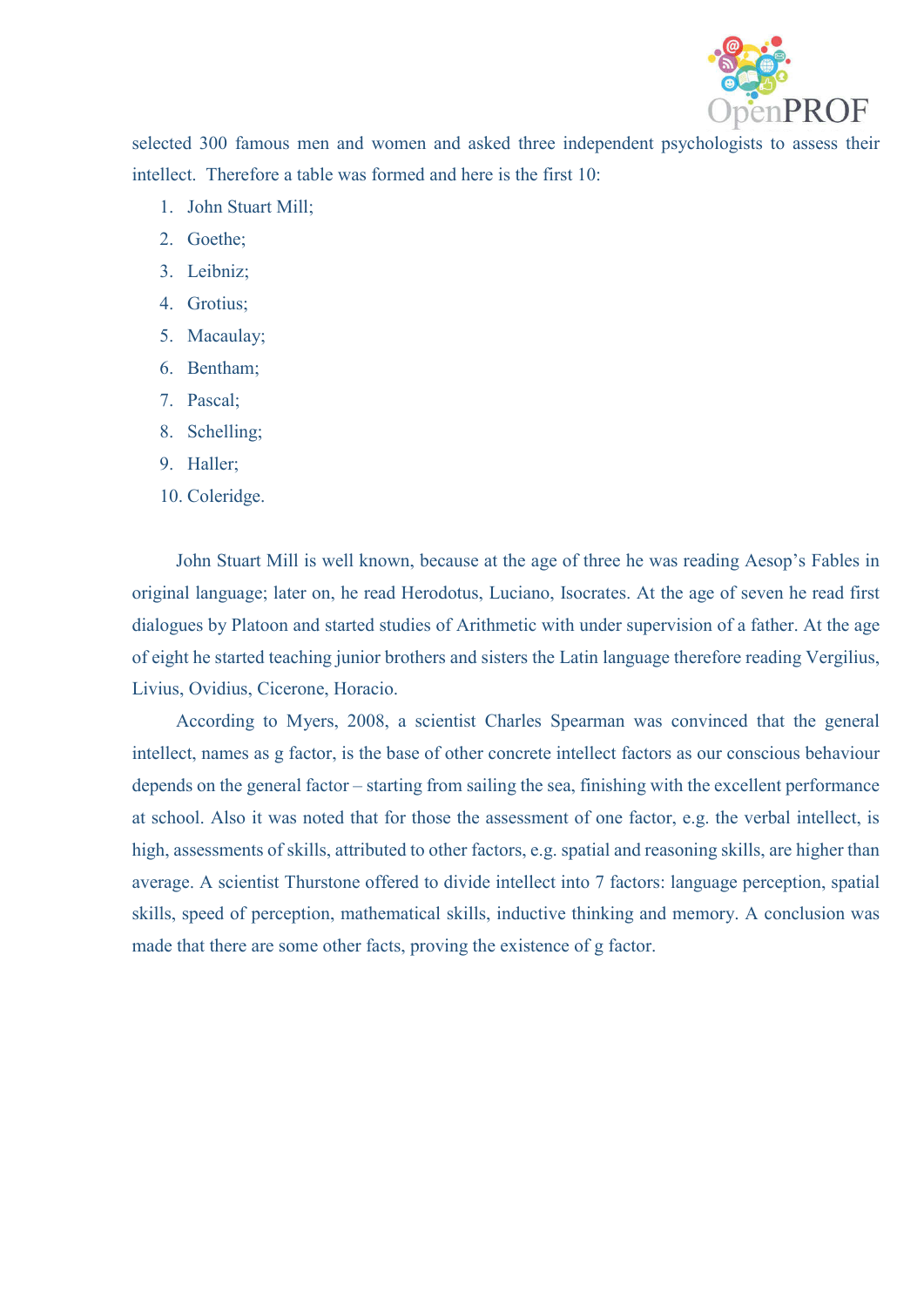selected 300 famous men and women and asked three independent psychologists to assess their intellect. Therefore a table was formed and here is the first 10:

1. John Stuart Mill;
2. Goethe;
3. Leibniz;
4. Grotius;
5. Macaulay;
6. Bentham;
7. Pascal;
8. Schelling;
9. Haller;
10. Coleridge.

John Stuart Mill is well known, because at the age of three he was reading Aesop's Fables in original language; later on, he read Herodotus, Luciano, Isocrates. At the age of seven he read first dialogues by Platoon and started studies of Arithmetic with under supervision of a father. At the age of eight he started teaching junior brothers and sisters the Latin language therefore reading Vergilius, Livius, Ovidius, Cicerone, Horacio.

According to Myers, 2008, a scientist Charles Spearman was convinced that the general intellect, names as g factor, is the base of other concrete intellect factors as our conscious behaviour depends on the general factor – starting from sailing the sea, finishing with the excellent performance at school. Also it was noted that for those the assessment of one factor, e.g. the verbal intellect, is high, assessments of skills, attributed to other factors, e.g. spatial and reasoning skills, are higher than average. A scientist Thurstone offered to divide intellect into 7 factors: language perception, spatial skills, speed of perception, mathematical skills, inductive thinking and memory. A conclusion was made that there are some other facts, proving the existence of g factor.